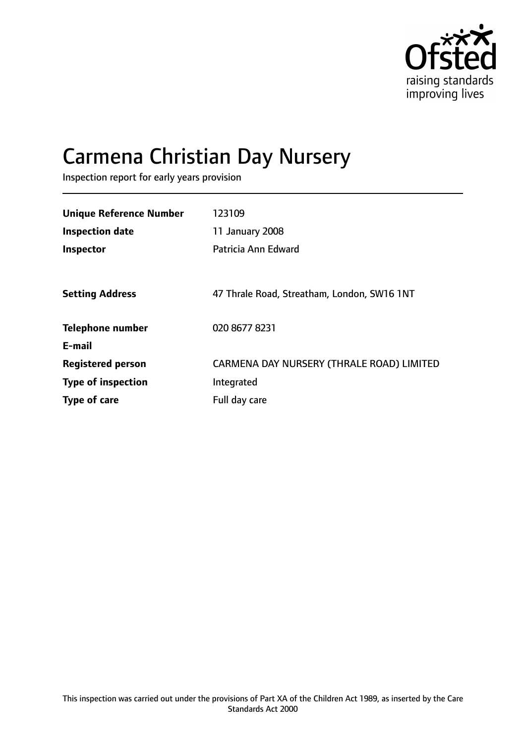Ofsted
raising standards
improving lives

# Carmena Christian Day Nursery

Inspection report for early years provision

| | |
|---|---|
| **Unique Reference Number** | 123109 |
| **Inspection date** | 11 January 2008 |
| **Inspector** | Patricia Ann Edward |
| | |
| **Setting Address** | 47 Thrale Road, Streatham, London, SW16 1NT |
| | |
| **Telephone number** | 020 8677 8231 |
| **E-mail** | |
| **Registered person** | CARMENA DAY NURSERY (THRALE ROAD) LIMITED |
| **Type of inspection** | Integrated |
| **Type of care** | Full day care |

This inspection was carried out under the provisions of Part XA of the Children Act 1989, as inserted by the Care Standards Act 2000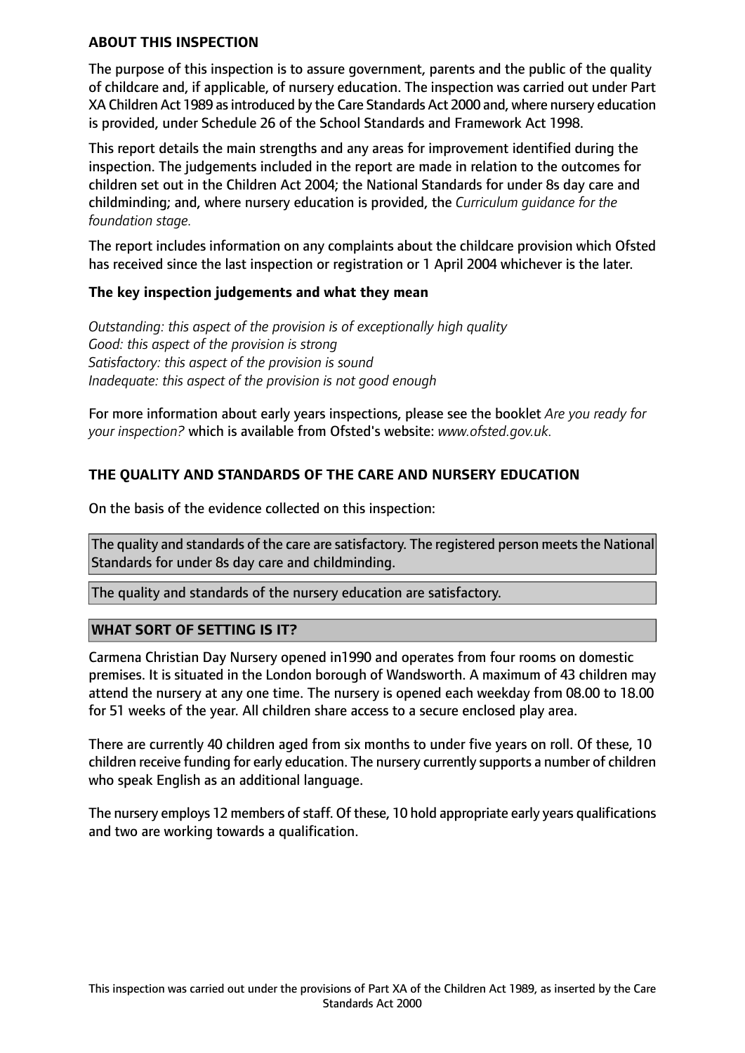**ABOUT THIS INSPECTION**

The purpose of this inspection is to assure government, parents and the public of the quality of childcare and, if applicable, of nursery education. The inspection was carried out under Part XA Children Act 1989 as introduced by the Care Standards Act 2000 and, where nursery education is provided, under Schedule 26 of the School Standards and Framework Act 1998.

This report details the main strengths and any areas for improvement identified during the inspection. The judgements included in the report are made in relation to the outcomes for children set out in the Children Act 2004; the National Standards for under 8s day care and childminding; and, where nursery education is provided, the *Curriculum guidance for the foundation stage.*

The report includes information on any complaints about the childcare provision which Ofsted has received since the last inspection or registration or 1 April 2004 whichever is the later.

**The key inspection judgements and what they mean**

*Outstanding: this aspect of the provision is of exceptionally high quality*
*Good: this aspect of the provision is strong*
*Satisfactory: this aspect of the provision is sound*
*Inadequate: this aspect of the provision is not good enough*

For more information about early years inspections, please see the booklet *Are you ready for your inspection?* which is available from Ofsted's website: *www.ofsted.gov.uk.*

**THE QUALITY AND STANDARDS OF THE CARE AND NURSERY EDUCATION**

On the basis of the evidence collected on this inspection:

The quality and standards of the care are satisfactory. The registered person meets the National Standards for under 8s day care and childminding.

The quality and standards of the nursery education are satisfactory.

**WHAT SORT OF SETTING IS IT?**

Carmena Christian Day Nursery opened in1990 and operates from four rooms on domestic premises. It is situated in the London borough of Wandsworth. A maximum of 43 children may attend the nursery at any one time. The nursery is opened each weekday from 08.00 to 18.00 for 51 weeks of the year. All children share access to a secure enclosed play area.

There are currently 40 children aged from six months to under five years on roll. Of these, 10 children receive funding for early education. The nursery currently supports a number of children who speak English as an additional language.

The nursery employs 12 members of staff. Of these, 10 hold appropriate early years qualifications and two are working towards a qualification.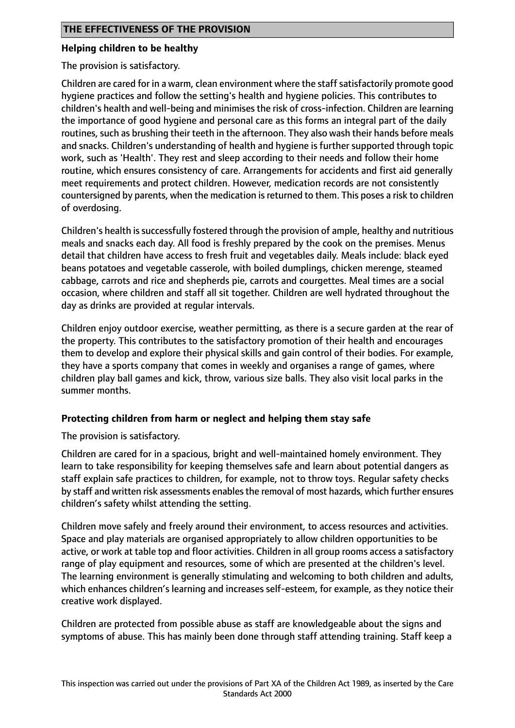## THE EFFECTIVENESS OF THE PROVISION

### Helping children to be healthy

The provision is satisfactory.

Children are cared for in a warm, clean environment where the staff satisfactorily promote good hygiene practices and follow the setting's health and hygiene policies. This contributes to children's health and well-being and minimises the risk of cross-infection. Children are learning the importance of good hygiene and personal care as this forms an integral part of the daily routines, such as brushing their teeth in the afternoon. They also wash their hands before meals and snacks. Children's understanding of health and hygiene is further supported through topic work, such as 'Health'. They rest and sleep according to their needs and follow their home routine, which ensures consistency of care. Arrangements for accidents and first aid generally meet requirements and protect children. However, medication records are not consistently countersigned by parents, when the medication is returned to them. This poses a risk to children of overdosing.

Children's health is successfully fostered through the provision of ample, healthy and nutritious meals and snacks each day. All food is freshly prepared by the cook on the premises. Menus detail that children have access to fresh fruit and vegetables daily. Meals include: black eyed beans potatoes and vegetable casserole, with boiled dumplings, chicken merenge, steamed cabbage, carrots and rice and shepherds pie, carrots and courgettes. Meal times are a social occasion, where children and staff all sit together. Children are well hydrated throughout the day as drinks are provided at regular intervals.

Children enjoy outdoor exercise, weather permitting, as there is a secure garden at the rear of the property. This contributes to the satisfactory promotion of their health and encourages them to develop and explore their physical skills and gain control of their bodies. For example, they have a sports company that comes in weekly and organises a range of games, where children play ball games and kick, throw, various size balls. They also visit local parks in the summer months.

### Protecting children from harm or neglect and helping them stay safe

The provision is satisfactory.

Children are cared for in a spacious, bright and well-maintained homely environment. They learn to take responsibility for keeping themselves safe and learn about potential dangers as staff explain safe practices to children, for example, not to throw toys. Regular safety checks by staff and written risk assessments enables the removal of most hazards, which further ensures children's safety whilst attending the setting.

Children move safely and freely around their environment, to access resources and activities. Space and play materials are organised appropriately to allow children opportunities to be active, or work at table top and floor activities. Children in all group rooms access a satisfactory range of play equipment and resources, some of which are presented at the children's level. The learning environment is generally stimulating and welcoming to both children and adults, which enhances children's learning and increases self-esteem, for example, as they notice their creative work displayed.

Children are protected from possible abuse as staff are knowledgeable about the signs and symptoms of abuse. This has mainly been done through staff attending training. Staff keep a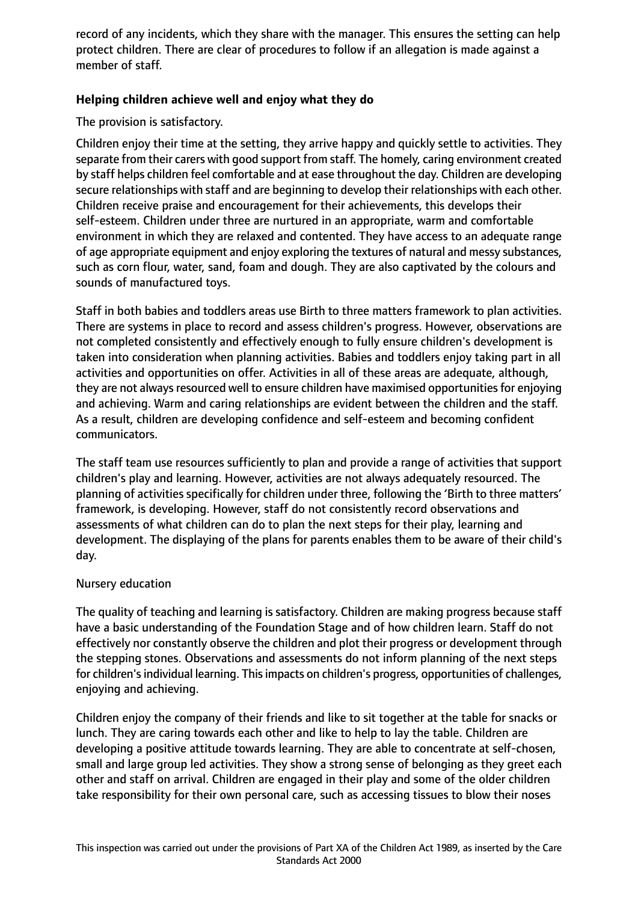record of any incidents, which they share with the manager. This ensures the setting can help protect children. There are clear of procedures to follow if an allegation is made against a member of staff.

**Helping children achieve well and enjoy what they do**

The provision is satisfactory.

Children enjoy their time at the setting, they arrive happy and quickly settle to activities. They separate from their carers with good support from staff. The homely, caring environment created by staff helps children feel comfortable and at ease throughout the day. Children are developing secure relationships with staff and are beginning to develop their relationships with each other. Children receive praise and encouragement for their achievements, this develops their self-esteem. Children under three are nurtured in an appropriate, warm and comfortable environment in which they are relaxed and contented. They have access to an adequate range of age appropriate equipment and enjoy exploring the textures of natural and messy substances, such as corn flour, water, sand, foam and dough. They are also captivated by the colours and sounds of manufactured toys.

Staff in both babies and toddlers areas use Birth to three matters framework to plan activities. There are systems in place to record and assess children's progress. However, observations are not completed consistently and effectively enough to fully ensure children's development is taken into consideration when planning activities. Babies and toddlers enjoy taking part in all activities and opportunities on offer. Activities in all of these areas are adequate, although, they are not always resourced well to ensure children have maximised opportunities for enjoying and achieving. Warm and caring relationships are evident between the children and the staff. As a result, children are developing confidence and self-esteem and becoming confident communicators.

The staff team use resources sufficiently to plan and provide a range of activities that support children's play and learning. However, activities are not always adequately resourced. The planning of activities specifically for children under three, following the 'Birth to three matters' framework, is developing. However, staff do not consistently record observations and assessments of what children can do to plan the next steps for their play, learning and development. The displaying of the plans for parents enables them to be aware of their child's day.

Nursery education

The quality of teaching and learning is satisfactory. Children are making progress because staff have a basic understanding of the Foundation Stage and of how children learn. Staff do not effectively nor constantly observe the children and plot their progress or development through the stepping stones. Observations and assessments do not inform planning of the next steps for children's individual learning. This impacts on children's progress, opportunities of challenges, enjoying and achieving.

Children enjoy the company of their friends and like to sit together at the table for snacks or lunch. They are caring towards each other and like to help to lay the table. Children are developing a positive attitude towards learning. They are able to concentrate at self-chosen, small and large group led activities. They show a strong sense of belonging as they greet each other and staff on arrival. Children are engaged in their play and some of the older children take responsibility for their own personal care, such as accessing tissues to blow their noses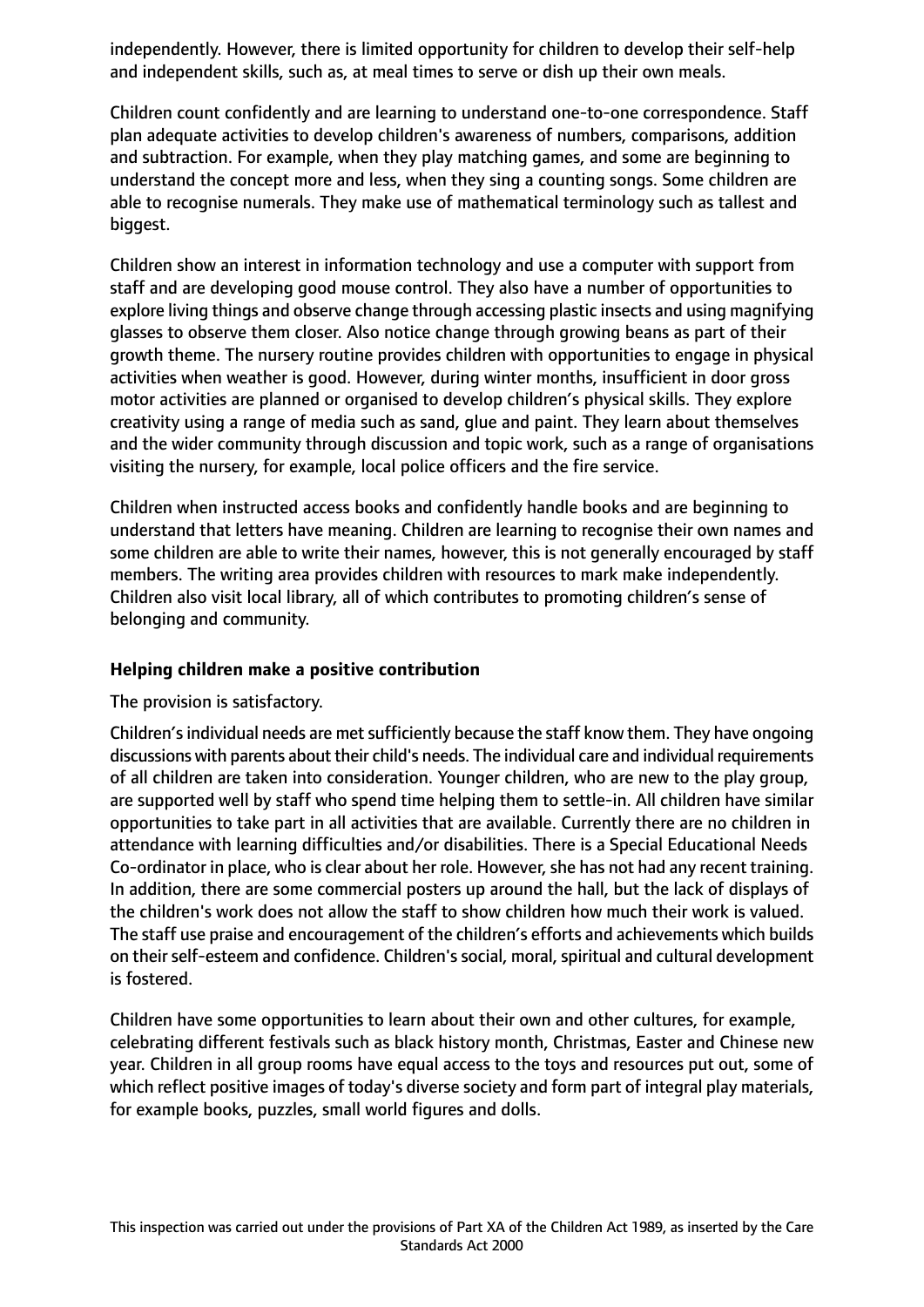independently. However, there is limited opportunity for children to develop their self-help and independent skills, such as, at meal times to serve or dish up their own meals.

Children count confidently and are learning to understand one-to-one correspondence. Staff plan adequate activities to develop children's awareness of numbers, comparisons, addition and subtraction. For example, when they play matching games, and some are beginning to understand the concept more and less, when they sing a counting songs. Some children are able to recognise numerals. They make use of mathematical terminology such as tallest and biggest.

Children show an interest in information technology and use a computer with support from staff and are developing good mouse control. They also have a number of opportunities to explore living things and observe change through accessing plastic insects and using magnifying glasses to observe them closer. Also notice change through growing beans as part of their growth theme. The nursery routine provides children with opportunities to engage in physical activities when weather is good. However, during winter months, insufficient in door gross motor activities are planned or organised to develop children's physical skills. They explore creativity using a range of media such as sand, glue and paint. They learn about themselves and the wider community through discussion and topic work, such as a range of organisations visiting the nursery, for example, local police officers and the fire service.

Children when instructed access books and confidently handle books and are beginning to understand that letters have meaning. Children are learning to recognise their own names and some children are able to write their names, however, this is not generally encouraged by staff members. The writing area provides children with resources to mark make independently. Children also visit local library, all of which contributes to promoting children's sense of belonging and community.

### Helping children make a positive contribution

The provision is satisfactory.

Children's individual needs are met sufficiently because the staff know them. They have ongoing discussions with parents about their child's needs. The individual care and individual requirements of all children are taken into consideration. Younger children, who are new to the play group, are supported well by staff who spend time helping them to settle-in. All children have similar opportunities to take part in all activities that are available. Currently there are no children in attendance with learning difficulties and/or disabilities. There is a Special Educational Needs Co-ordinator in place, who is clear about her role. However, she has not had any recent training. In addition, there are some commercial posters up around the hall, but the lack of displays of the children's work does not allow the staff to show children how much their work is valued. The staff use praise and encouragement of the children's efforts and achievements which builds on their self-esteem and confidence. Children's social, moral, spiritual and cultural development is fostered.

Children have some opportunities to learn about their own and other cultures, for example, celebrating different festivals such as black history month, Christmas, Easter and Chinese new year. Children in all group rooms have equal access to the toys and resources put out, some of which reflect positive images of today's diverse society and form part of integral play materials, for example books, puzzles, small world figures and dolls.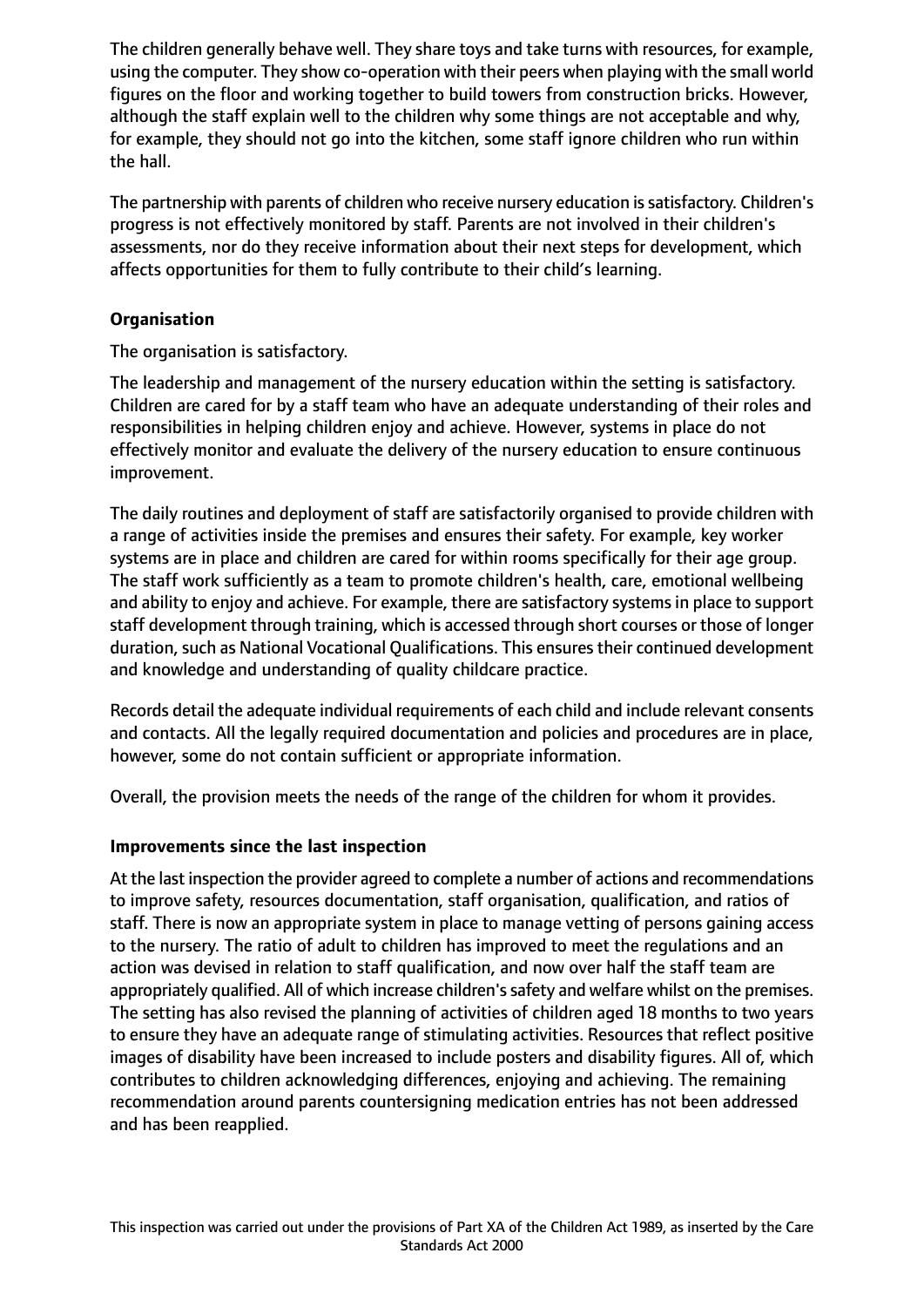The children generally behave well. They share toys and take turns with resources, for example, using the computer. They show co-operation with their peers when playing with the small world figures on the floor and working together to build towers from construction bricks. However, although the staff explain well to the children why some things are not acceptable and why, for example, they should not go into the kitchen, some staff ignore children who run within the hall.

The partnership with parents of children who receive nursery education is satisfactory. Children's progress is not effectively monitored by staff. Parents are not involved in their children's assessments, nor do they receive information about their next steps for development, which affects opportunities for them to fully contribute to their child's learning.

**Organisation**

The organisation is satisfactory.

The leadership and management of the nursery education within the setting is satisfactory. Children are cared for by a staff team who have an adequate understanding of their roles and responsibilities in helping children enjoy and achieve. However, systems in place do not effectively monitor and evaluate the delivery of the nursery education to ensure continuous improvement.

The daily routines and deployment of staff are satisfactorily organised to provide children with a range of activities inside the premises and ensures their safety. For example, key worker systems are in place and children are cared for within rooms specifically for their age group. The staff work sufficiently as a team to promote children's health, care, emotional wellbeing and ability to enjoy and achieve. For example, there are satisfactory systems in place to support staff development through training, which is accessed through short courses or those of longer duration, such as National Vocational Qualifications. This ensures their continued development and knowledge and understanding of quality childcare practice.

Records detail the adequate individual requirements of each child and include relevant consents and contacts. All the legally required documentation and policies and procedures are in place, however, some do not contain sufficient or appropriate information.

Overall, the provision meets the needs of the range of the children for whom it provides.

**Improvements since the last inspection**

At the last inspection the provider agreed to complete a number of actions and recommendations to improve safety, resources documentation, staff organisation, qualification, and ratios of staff. There is now an appropriate system in place to manage vetting of persons gaining access to the nursery. The ratio of adult to children has improved to meet the regulations and an action was devised in relation to staff qualification, and now over half the staff team are appropriately qualified. All of which increase children's safety and welfare whilst on the premises. The setting has also revised the planning of activities of children aged 18 months to two years to ensure they have an adequate range of stimulating activities. Resources that reflect positive images of disability have been increased to include posters and disability figures. All of, which contributes to children acknowledging differences, enjoying and achieving. The remaining recommendation around parents countersigning medication entries has not been addressed and has been reapplied.

This inspection was carried out under the provisions of Part XA of the Children Act 1989, as inserted by the Care Standards Act 2000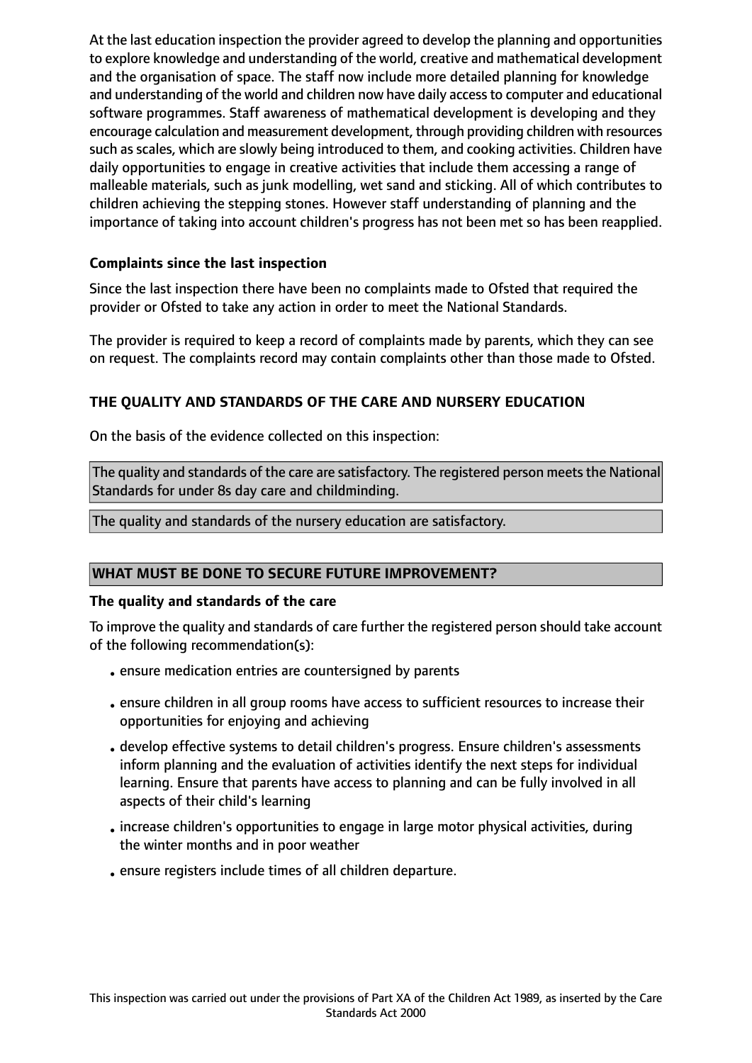At the last education inspection the provider agreed to develop the planning and opportunities to explore knowledge and understanding of the world, creative and mathematical development and the organisation of space. The staff now include more detailed planning for knowledge and understanding of the world and children now have daily access to computer and educational software programmes. Staff awareness of mathematical development is developing and they encourage calculation and measurement development, through providing children with resources such as scales, which are slowly being introduced to them, and cooking activities. Children have daily opportunities to engage in creative activities that include them accessing a range of malleable materials, such as junk modelling, wet sand and sticking. All of which contributes to children achieving the stepping stones. However staff understanding of planning and the importance of taking into account children's progress has not been met so has been reapplied.

### Complaints since the last inspection

Since the last inspection there have been no complaints made to Ofsted that required the provider or Ofsted to take any action in order to meet the National Standards.

The provider is required to keep a record of complaints made by parents, which they can see on request. The complaints record may contain complaints other than those made to Ofsted.

## THE QUALITY AND STANDARDS OF THE CARE AND NURSERY EDUCATION

On the basis of the evidence collected on this inspection:

The quality and standards of the care are satisfactory. The registered person meets the National Standards for under 8s day care and childminding.

The quality and standards of the nursery education are satisfactory.

## WHAT MUST BE DONE TO SECURE FUTURE IMPROVEMENT?

### The quality and standards of the care

To improve the quality and standards of care further the registered person should take account of the following recommendation(s):

- ensure medication entries are countersigned by parents
- ensure children in all group rooms have access to sufficient resources to increase their opportunities for enjoying and achieving
- develop effective systems to detail children's progress. Ensure children's assessments inform planning and the evaluation of activities identify the next steps for individual learning. Ensure that parents have access to planning and can be fully involved in all aspects of their child's learning
- increase children's opportunities to engage in large motor physical activities, during the winter months and in poor weather
- ensure registers include times of all children departure.

This inspection was carried out under the provisions of Part XA of the Children Act 1989, as inserted by the Care Standards Act 2000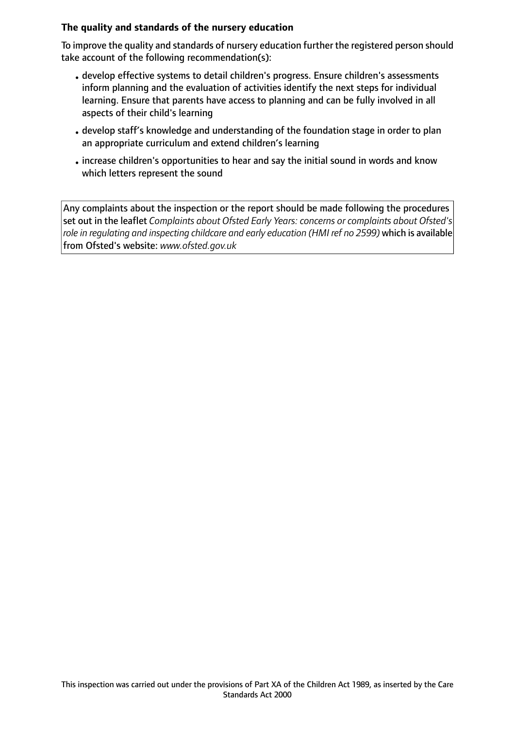**The quality and standards of the nursery education**

To improve the quality and standards of nursery education further the registered person should take account of the following recommendation(s):

- develop effective systems to detail children's progress. Ensure children's assessments inform planning and the evaluation of activities identify the next steps for individual learning. Ensure that parents have access to planning and can be fully involved in all aspects of their child's learning
- develop staff's knowledge and understanding of the foundation stage in order to plan an appropriate curriculum and extend children's learning
- increase children's opportunities to hear and say the initial sound in words and know which letters represent the sound

Any complaints about the inspection or the report should be made following the procedures set out in the leaflet *Complaints about Ofsted Early Years: concerns or complaints about Ofsted's role in regulating and inspecting childcare and early education (HMI ref no 2599)* which is available from Ofsted's website: *www.ofsted.gov.uk*

This inspection was carried out under the provisions of Part XA of the Children Act 1989, as inserted by the Care Standards Act 2000